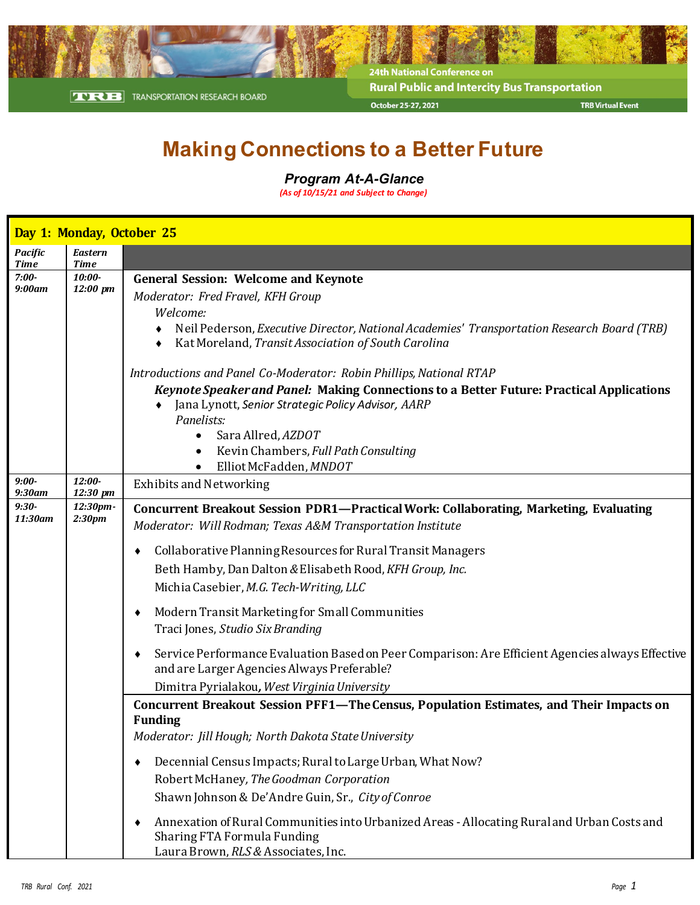24th National Conference on

Rural Public and Intercity Bus Transportation

October 25-27, 2021 — TRB Virtual Event

TRB TRANSPORTATION RESEARCH BOARD

# Making Connections to a Better Future

## *Program At-A-Glance*

*(As of 10/15/21 and Subject to Change)*

| Day 1: Monday, October 25 | | |
|---|---|---|
| *Pacific Time* | *Eastern Time* | |
| *7:00-9:00am* | *10:00-12:00 pm* | **General Session: Welcome and Keynote**<br>*Moderator: Fred Fravel, KFH Group*<br>*Welcome:*<br>♦ Neil Pederson, *Executive Director, National Academies' Transportation Research Board (TRB)*<br>♦ Kat Moreland, *Transit Association of South Carolina*<br><br>*Introductions and Panel Co-Moderator: Robin Phillips, National RTAP*<br>***Keynote Speaker and Panel:*** **Making Connections to a Better Future: Practical Applications**<br>♦ Jana Lynott, *Senior Strategic Policy Advisor, AARP*<br>*Panelists:*<br>• Sara Allred, *AZDOT*<br>• Kevin Chambers, *Full Path Consulting*<br>• Elliot McFadden, *MNDOT* |
| *9:00-9:30am* | *12:00-12:30 pm* | Exhibits and Networking |
| *9:30-11:30am* | *12:30pm-2:30pm* | **Concurrent Breakout Session PDR1—Practical Work: Collaborating, Marketing, Evaluating**<br>*Moderator: Will Rodman; Texas A&M Transportation Institute*<br>♦ Collaborative Planning Resources for Rural Transit Managers<br>Beth Hamby, Dan Dalton & Elisabeth Rood, *KFH Group, Inc.*<br>Michia Casebier, *M.G. Tech-Writing, LLC*<br>♦ Modern Transit Marketing for Small Communities<br>Traci Jones, *Studio Six Branding*<br>♦ Service Performance Evaluation Based on Peer Comparison: Are Efficient Agencies always Effective and are Larger Agencies Always Preferable?<br>Dimitra Pyrialakou**,** *West Virginia University* |
| | | **Concurrent Breakout Session PFF1—The Census, Population Estimates, and Their Impacts on Funding**<br>*Moderator: Jill Hough; North Dakota State University*<br>♦ Decennial Census Impacts; Rural to Large Urban, What Now?<br>Robert McHaney, *The Goodman Corporation*<br>Shawn Johnson & De'Andre Guin, Sr., *City of Conroe*<br>♦ Annexation of Rural Communities into Urbanized Areas - Allocating Rural and Urban Costs and Sharing FTA Formula Funding<br>Laura Brown, *RLS &* Associates, Inc. |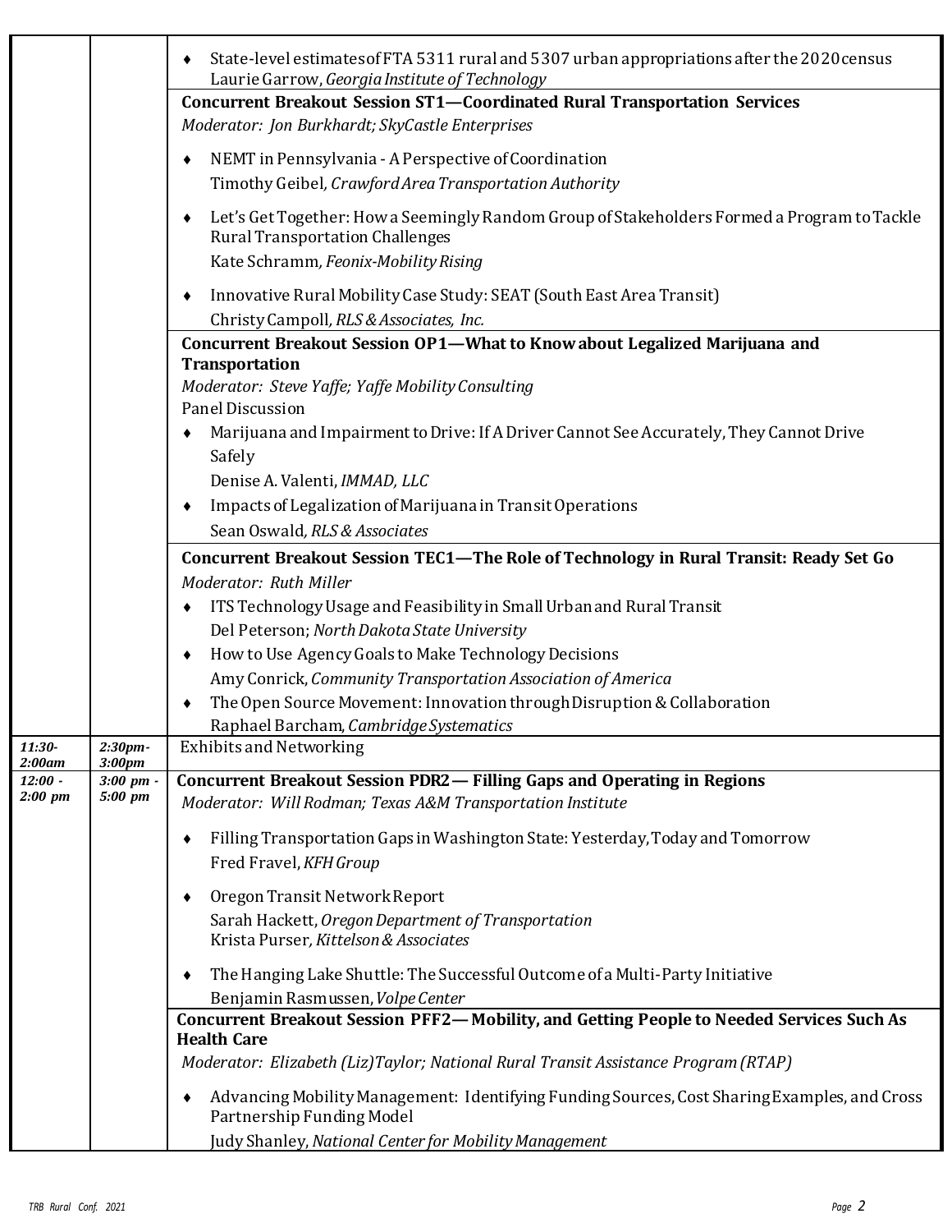| | | |
|---|---|---|
| | | ♦ State-level estimates of FTA 5311 rural and 5307 urban appropriations after the 2020 census<br>Laurie Garrow, *Georgia Institute of Technology* |
| | | **Concurrent Breakout Session ST1—Coordinated Rural Transportation Services**<br>*Moderator: Jon Burkhardt; SkyCastle Enterprises*<br>♦ NEMT in Pennsylvania - A Perspective of Coordination<br>Timothy Geibel, *Crawford Area Transportation Authority*<br>♦ Let's Get Together: How a Seemingly Random Group of Stakeholders Formed a Program to Tackle Rural Transportation Challenges<br>Kate Schramm, *Feonix-Mobility Rising*<br>♦ Innovative Rural Mobility Case Study: SEAT (South East Area Transit)<br>Christy Campoll, *RLS & Associates, Inc.* |
| | | **Concurrent Breakout Session OP1—What to Know about Legalized Marijuana and Transportation**<br>*Moderator: Steve Yaffe; Yaffe Mobility Consulting*<br>Panel Discussion<br>♦ Marijuana and Impairment to Drive: If A Driver Cannot See Accurately, They Cannot Drive Safely<br>Denise A. Valenti, *IMMAD, LLC*<br>♦ Impacts of Legalization of Marijuana in Transit Operations<br>Sean Oswald, *RLS & Associates* |
| | | **Concurrent Breakout Session TEC1—The Role of Technology in Rural Transit: Ready Set Go**<br>*Moderator: Ruth Miller*<br>♦ ITS Technology Usage and Feasibility in Small Urban and Rural Transit<br>Del Peterson; *North Dakota State University*<br>♦ How to Use Agency Goals to Make Technology Decisions<br>Amy Conrick, *Community Transportation Association of America*<br>♦ The Open Source Movement: Innovation through Disruption & Collaboration<br>Raphael Barcham, *Cambridge Systematics* |
| *11:30-2:00am* | *2:30pm-3:00pm* | Exhibits and Networking |
| *12:00 - 2:00 pm* | *3:00 pm - 5:00 pm* | **Concurrent Breakout Session PDR2— Filling Gaps and Operating in Regions**<br>*Moderator: Will Rodman; Texas A&M Transportation Institute*<br>♦ Filling Transportation Gaps in Washington State: Yesterday, Today and Tomorrow<br>Fred Fravel, *KFH Group*<br>♦ Oregon Transit Network Report<br>Sarah Hackett, *Oregon Department of Transportation*<br>Krista Purser, *Kittelson & Associates*<br>♦ The Hanging Lake Shuttle: The Successful Outcome of a Multi-Party Initiative<br>Benjamin Rasmussen, *Volpe Center* |
| | | **Concurrent Breakout Session PFF2— Mobility, and Getting People to Needed Services Such As Health Care**<br>*Moderator: Elizabeth (Liz) Taylor; National Rural Transit Assistance Program (RTAP)*<br>♦ Advancing Mobility Management: Identifying Funding Sources, Cost Sharing Examples, and Cross Partnership Funding Model<br>Judy Shanley, *National Center for Mobility Management* |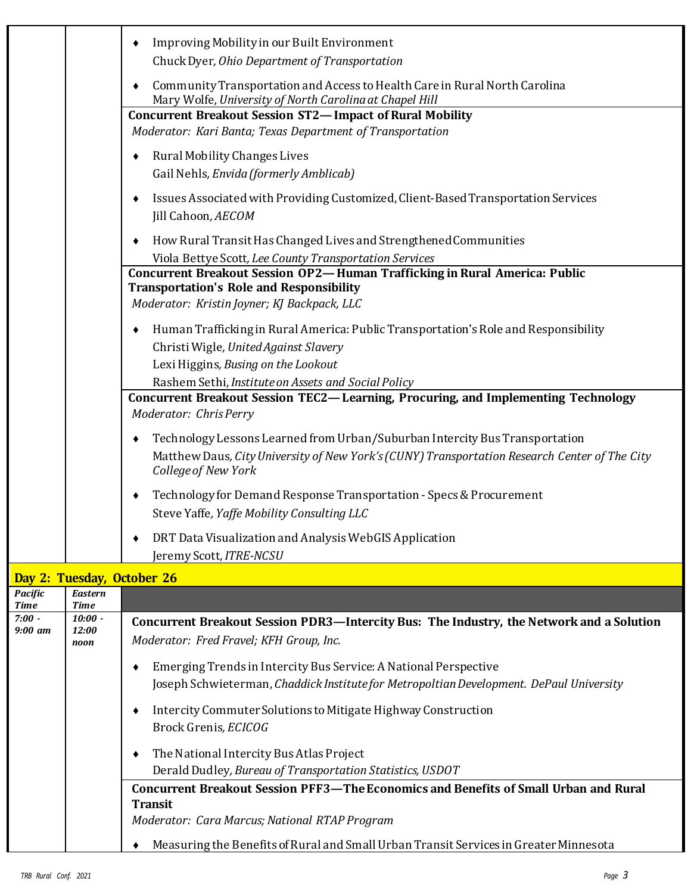- Improving Mobility in our Built Environment
  Chuck Dyer, *Ohio Department of Transportation*
- Community Transportation and Access to Health Care in Rural North Carolina
  Mary Wolfe, *University of North Carolina at Chapel Hill*

**Concurrent Breakout Session ST2— Impact of Rural Mobility**
*Moderator: Kari Banta; Texas Department of Transportation*

- Rural Mobility Changes Lives
  Gail Nehls, *Envida (formerly Amblicab)*
- Issues Associated with Providing Customized, Client-Based Transportation Services
  Jill Cahoon, *AECOM*
- How Rural Transit Has Changed Lives and Strengthened Communities
  Viola Bettye Scott, *Lee County Transportation Services*

**Concurrent Breakout Session OP2— Human Trafficking in Rural America: Public Transportation's Role and Responsibility**
*Moderator: Kristin Joyner; KJ Backpack, LLC*

- Human Trafficking in Rural America: Public Transportation's Role and Responsibility
  Christi Wigle, *United Against Slavery*
  Lexi Higgins, *Busing on the Lookout*
  Rashem Sethi, *Institute on Assets and Social Policy*

**Concurrent Breakout Session TEC2— Learning, Procuring, and Implementing Technology**
*Moderator: Chris Perry*

- Technology Lessons Learned from Urban/Suburban Intercity Bus Transportation
  Matthew Daus, *City University of New York's (CUNY) Transportation Research Center of The City College of New York*
- Technology for Demand Response Transportation - Specs & Procurement
  Steve Yaffe, *Yaffe Mobility Consulting LLC*
- DRT Data Visualization and Analysis WebGIS Application
  Jeremy Scott, *ITRE-NCSU*

## Day 2: Tuesday, October 26

| *Pacific Time* | *Eastern Time* | |
|---|---|---|
| *7:00 - 9:00 am* | *10:00 - 12:00 noon* | **Concurrent Breakout Session PDR3—Intercity Bus: The Industry, the Network and a Solution** |

*Moderator: Fred Fravel; KFH Group, Inc.*

- Emerging Trends in Intercity Bus Service: A National Perspective
  Joseph Schwieterman, *Chaddick Institute for Metropoltian Development. DePaul University*
- Intercity Commuter Solutions to Mitigate Highway Construction
  Brock Grenis, *ECICOG*
- The National Intercity Bus Atlas Project
  Derald Dudley, *Bureau of Transportation Statistics, USDOT*

**Concurrent Breakout Session PFF3—The Economics and Benefits of Small Urban and Rural Transit**
*Moderator: Cara Marcus; National RTAP Program*

- Measuring the Benefits of Rural and Small Urban Transit Services in Greater Minnesota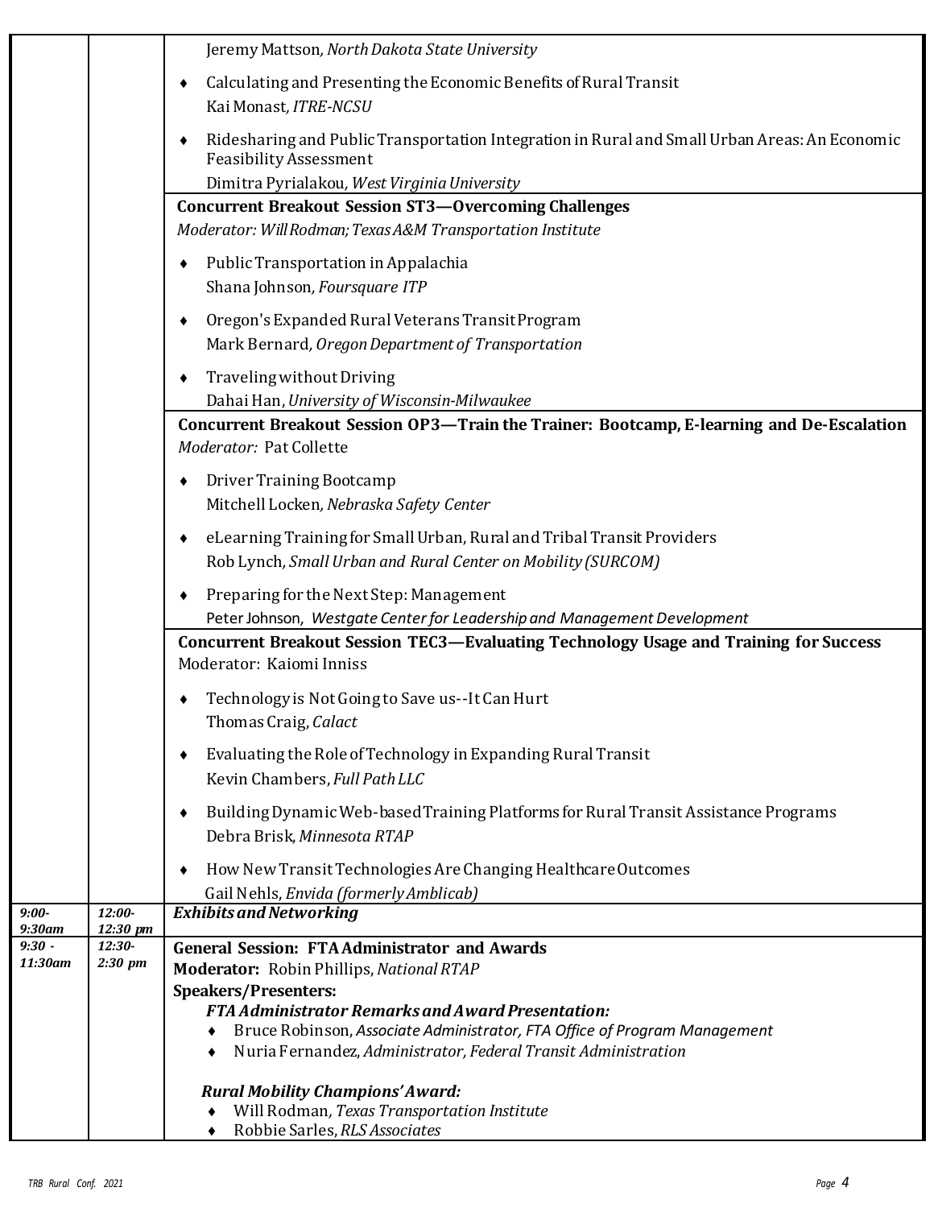| | | |
|---|---|---|
| | | Jeremy Mattson, *North Dakota State University*<br>♦ Calculating and Presenting the Economic Benefits of Rural Transit<br>Kai Monast, *ITRE-NCSU*<br>♦ Ridesharing and Public Transportation Integration in Rural and Small Urban Areas: An Economic Feasibility Assessment<br>Dimitra Pyrialakou, *West Virginia University* |
| | | **Concurrent Breakout Session ST3—Overcoming Challenges**<br>*Moderator: Will Rodman; Texas A&M Transportation Institute*<br>♦ Public Transportation in Appalachia<br>Shana Johnson, *Foursquare ITP*<br>♦ Oregon's Expanded Rural Veterans Transit Program<br>Mark Bernard, *Oregon Department of Transportation*<br>♦ Traveling without Driving<br>Dahai Han, *University of Wisconsin-Milwaukee* |
| | | **Concurrent Breakout Session OP3—Train the Trainer: Bootcamp, E-learning and De-Escalation**<br>*Moderator:* Pat Collette<br>♦ Driver Training Bootcamp<br>Mitchell Locken, *Nebraska Safety Center*<br>♦ eLearning Training for Small Urban, Rural and Tribal Transit Providers<br>Rob Lynch, *Small Urban and Rural Center on Mobility (SURCOM)*<br>♦ Preparing for the Next Step: Management<br>Peter Johnson, *Westgate Center for Leadership and Management Development* |
| | | **Concurrent Breakout Session TEC3—Evaluating Technology Usage and Training for Success**<br>Moderator: Kaiomi Inniss<br>♦ Technology is Not Going to Save us--It Can Hurt<br>Thomas Craig, *Calact*<br>♦ Evaluating the Role of Technology in Expanding Rural Transit<br>Kevin Chambers, *Full Path LLC*<br>♦ Building Dynamic Web-based Training Platforms for Rural Transit Assistance Programs<br>Debra Brisk, *Minnesota RTAP*<br>♦ How New Transit Technologies Are Changing Healthcare Outcomes<br>Gail Nehls, *Envida (formerly Amblicab)* |
| *9:00-9:30am* | *12:00-12:30 pm* | ***Exhibits and Networking*** |
| *9:30 - 11:30am* | *12:30-2:30 pm* | **General Session: FTA Administrator and Awards**<br>**Moderator:** Robin Phillips, *National RTAP*<br>**Speakers/Presenters:**<br>***FTA Administrator Remarks and Award Presentation:***<br>♦ Bruce Robinson, *Associate Administrator, FTA Office of Program Management*<br>♦ Nuria Fernandez, *Administrator, Federal Transit Administration*<br>***Rural Mobility Champions' Award:***<br>♦ Will Rodman, *Texas Transportation Institute*<br>♦ Robbie Sarles, *RLS Associates* |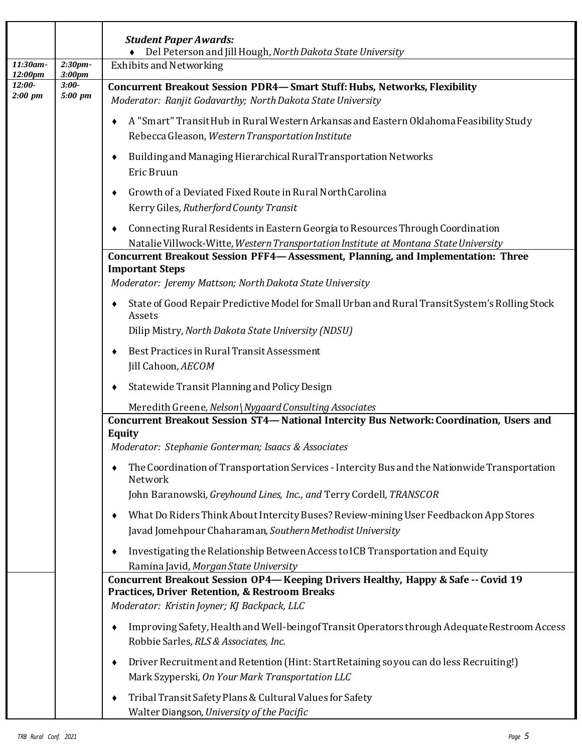| | | |
|---|---|---|
| | | ***Student Paper Awards:***<br>♦ Del Peterson and Jill Hough, *North Dakota State University* |
| *11:30am-12:00pm* | *2:30pm-3:00pm* | Exhibits and Networking |
| *12:00-2:00 pm* | *3:00-5:00 pm* | **Concurrent Breakout Session PDR4— Smart Stuff: Hubs, Networks, Flexibility**<br>*Moderator: Ranjit Godavarthy; North Dakota State University*<br>♦ A "Smart" Transit Hub in Rural Western Arkansas and Eastern Oklahoma Feasibility Study<br>Rebecca Gleason, *Western Transportation Institute*<br>♦ Building and Managing Hierarchical Rural Transportation Networks<br>Eric Bruun<br>♦ Growth of a Deviated Fixed Route in Rural North Carolina<br>Kerry Giles, *Rutherford County Transit*<br>♦ Connecting Rural Residents in Eastern Georgia to Resources Through Coordination<br>Natalie Villwock-Witte, *Western Transportation Institute at Montana State University* |
| | | **Concurrent Breakout Session PFF4— Assessment, Planning, and Implementation: Three Important Steps**<br>*Moderator: Jeremy Mattson; North Dakota State University*<br>♦ State of Good Repair Predictive Model for Small Urban and Rural Transit System's Rolling Stock Assets<br>Dilip Mistry, *North Dakota State University (NDSU)*<br>♦ Best Practices in Rural Transit Assessment<br>Jill Cahoon, *AECOM*<br>♦ Statewide Transit Planning and Policy Design<br>Meredith Greene, *Nelson\Nygaard Consulting Associates* |
| | | **Concurrent Breakout Session ST4— National Intercity Bus Network: Coordination, Users and Equity**<br>*Moderator: Stephanie Gonterman; Isaacs & Associates*<br>♦ The Coordination of Transportation Services - Intercity Bus and the Nationwide Transportation Network<br>John Baranowski, *Greyhound Lines, Inc., and* Terry Cordell, *TRANSCOR*<br>♦ What Do Riders Think About Intercity Buses? Review-mining User Feedback on App Stores<br>Javad Jomehpour Chaharaman, *Southern Methodist University*<br>♦ Investigating the Relationship Between Access to ICB Transportation and Equity<br>Ramina Javid, *Morgan State University* |
| | | **Concurrent Breakout Session OP4— Keeping Drivers Healthy, Happy & Safe -- Covid 19 Practices, Driver Retention, & Restroom Breaks**<br>*Moderator: Kristin Joyner; KJ Backpack, LLC*<br>♦ Improving Safety, Health and Well-being of Transit Operators through Adequate Restroom Access<br>Robbie Sarles, *RLS & Associates, Inc.*<br>♦ Driver Recruitment and Retention (Hint: Start Retaining so you can do less Recruiting!)<br>Mark Szyperski, *On Your Mark Transportation LLC*<br>♦ Tribal Transit Safety Plans & Cultural Values for Safety<br>Walter Diangson, *University of the Pacific* |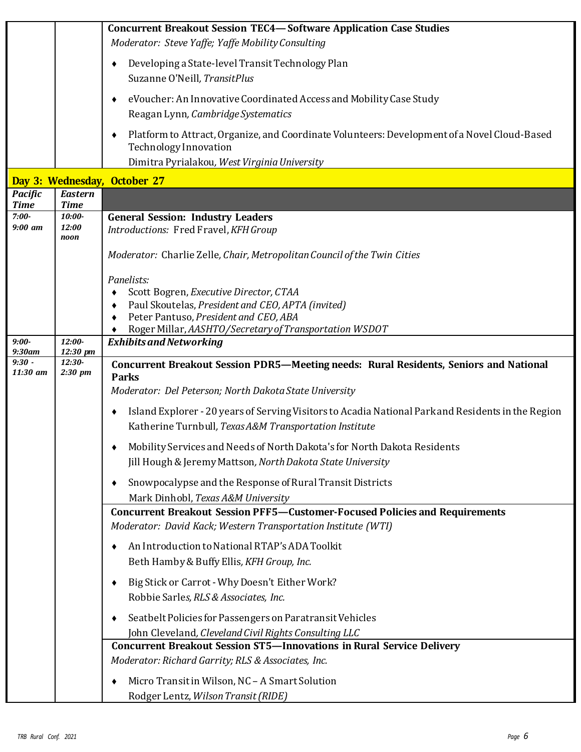| | | |
|---|---|---|
| | | **Concurrent Breakout Session TEC4— Software Application Case Studies**<br>*Moderator: Steve Yaffe; Yaffe Mobility Consulting*<br>♦ Developing a State-level Transit Technology Plan<br>Suzanne O'Neill, *TransitPlus*<br>♦ eVoucher: An Innovative Coordinated Access and Mobility Case Study<br>Reagan Lynn, *Cambridge Systematics*<br>♦ Platform to Attract, Organize, and Coordinate Volunteers: Development of a Novel Cloud-Based Technology Innovation<br>Dimitra Pyrialakou, *West Virginia University* |

## Day 3: Wednesday, October 27

| *Pacific Time* | *Eastern Time* | |
|---|---|---|
| *7:00-9:00 am* | *10:00-12:00 noon* | **General Session: Industry Leaders**<br>*Introductions:* Fred Fravel, *KFH Group*<br>*Moderator:* Charlie Zelle, *Chair, Metropolitan Council of the Twin Cities*<br>*Panelists:*<br>♦ Scott Bogren, *Executive Director, CTAA*<br>♦ Paul Skoutelas, *President and CEO, APTA (invited)*<br>♦ Peter Pantuso, *President and CEO, ABA*<br>♦ Roger Millar, *AASHTO/Secretary of Transportation WSDOT* |
| *9:00-9:30am* | *12:00-12:30 pm* | ***Exhibits and Networking*** |
| *9:30 - 11:30 am* | *12:30-2:30 pm* | **Concurrent Breakout Session PDR5—Meeting needs: Rural Residents, Seniors and National Parks**<br>*Moderator: Del Peterson; North Dakota State University*<br>♦ Island Explorer - 20 years of Serving Visitors to Acadia National Park and Residents in the Region<br>Katherine Turnbull, *Texas A&M Transportation Institute*<br>♦ Mobility Services and Needs of North Dakota's for North Dakota Residents<br>Jill Hough & Jeremy Mattson, *North Dakota State University*<br>♦ Snowpocalypse and the Response of Rural Transit Districts<br>Mark Dinhobl, *Texas A&M University* |
| | | **Concurrent Breakout Session PFF5—Customer-Focused Policies and Requirements**<br>*Moderator: David Kack; Western Transportation Institute (WTI)*<br>♦ An Introduction to National RTAP's ADA Toolkit<br>Beth Hamby & Buffy Ellis, *KFH Group, Inc.*<br>♦ Big Stick or Carrot - Why Doesn't Either Work?<br>Robbie Sarles, *RLS & Associates, Inc.*<br>♦ Seatbelt Policies for Passengers on Paratransit Vehicles<br>John Cleveland, *Cleveland Civil Rights Consulting LLC* |
| | | **Concurrent Breakout Session ST5—Innovations in Rural Service Delivery**<br>*Moderator: Richard Garrity; RLS & Associates, Inc.*<br>♦ Micro Transit in Wilson, NC – A Smart Solution<br>Rodger Lentz, *Wilson Transit (RIDE)* |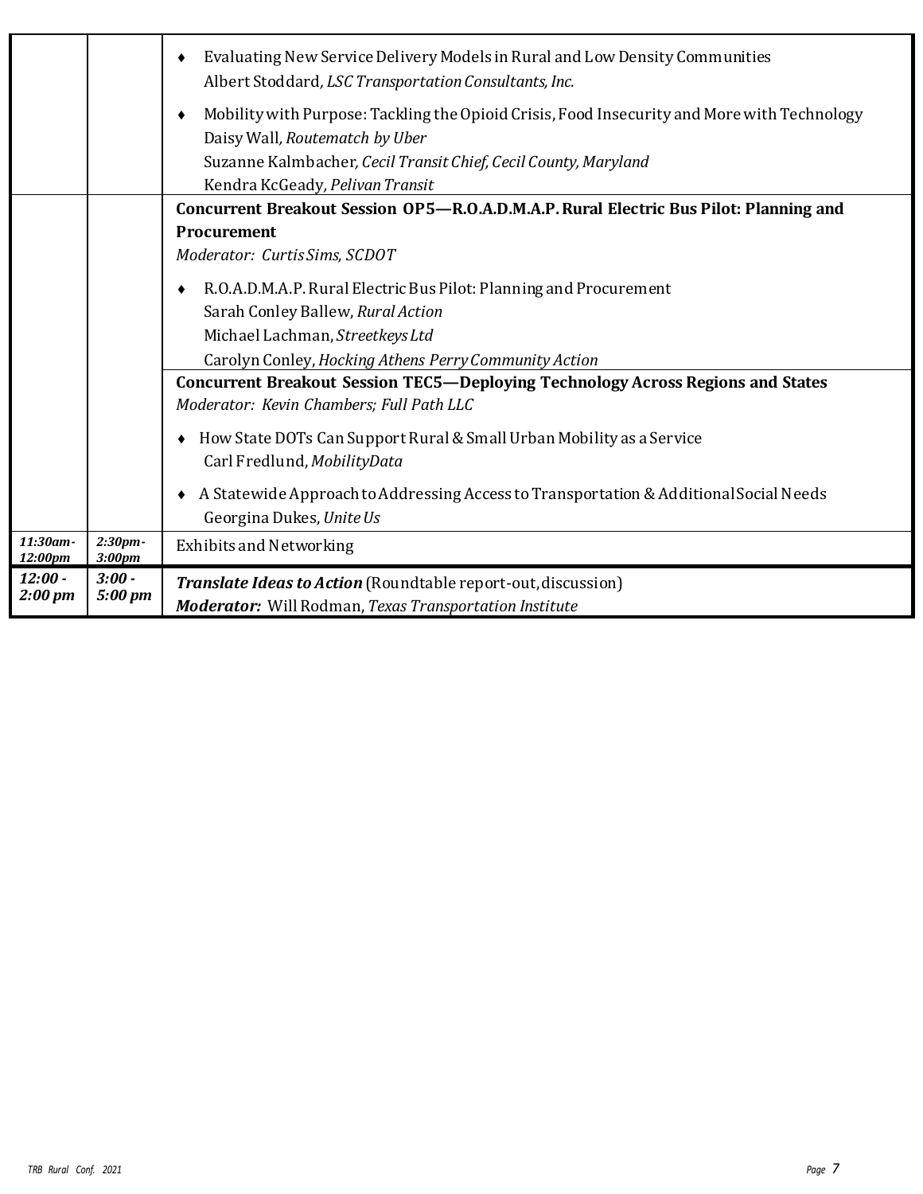| | | |
|---|---|---|
| | | ♦ Evaluating New Service Delivery Models in Rural and Low Density Communities<br>Albert Stoddard, *LSC Transportation Consultants, Inc.*<br>♦ Mobility with Purpose: Tackling the Opioid Crisis, Food Insecurity and More with Technology<br>Daisy Wall, *Routematch by Uber*<br>Suzanne Kalmbacher, *Cecil Transit Chief, Cecil County, Maryland*<br>Kendra KcGeady, *Pelivan Transit* |
| | | **Concurrent Breakout Session OP5—R.O.A.D.M.A.P. Rural Electric Bus Pilot: Planning and Procurement**<br>*Moderator: Curtis Sims, SCDOT*<br>♦ R.O.A.D.M.A.P. Rural Electric Bus Pilot: Planning and Procurement<br>Sarah Conley Ballew, *Rural Action*<br>Michael Lachman, *Streetkeys Ltd*<br>Carolyn Conley, *Hocking Athens Perry Community Action* |
| | | **Concurrent Breakout Session TEC5—Deploying Technology Across Regions and States**<br>*Moderator: Kevin Chambers; Full Path LLC*<br>♦ How State DOTs Can Support Rural & Small Urban Mobility as a Service<br>Carl Fredlund, *MobilityData*<br>♦ A Statewide Approach to Addressing Access to Transportation & Additional Social Needs<br>Georgina Dukes, *Unite Us* |
| *11:30am-12:00pm* | *2:30pm-3:00pm* | Exhibits and Networking |
| *12:00 - 2:00 pm* | *3:00 - 5:00 pm* | ***Translate Ideas to Action*** (Roundtable report-out, discussion)<br>***Moderator:*** Will Rodman, *Texas Transportation Institute* |